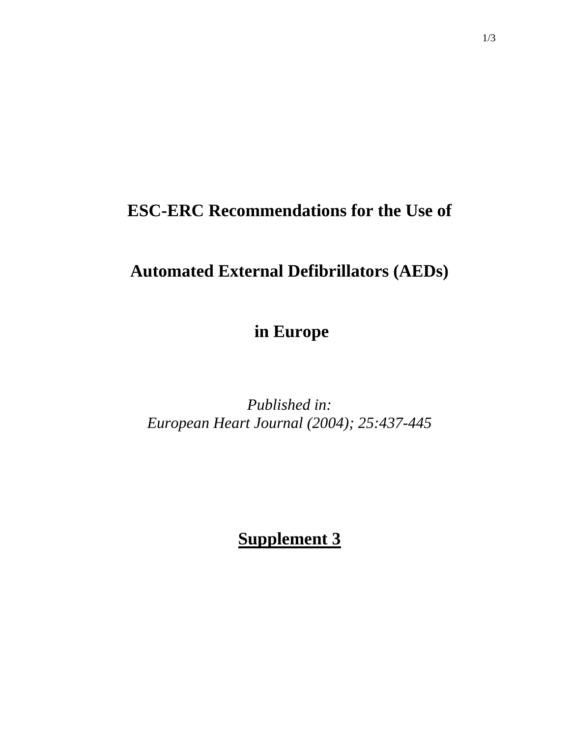# ESC-ERC Recommendations for the Use of Automated External Defibrillators (AEDs) in Europe

*Published in:*
*European Heart Journal (2004); 25:437-445*

## Supplement 3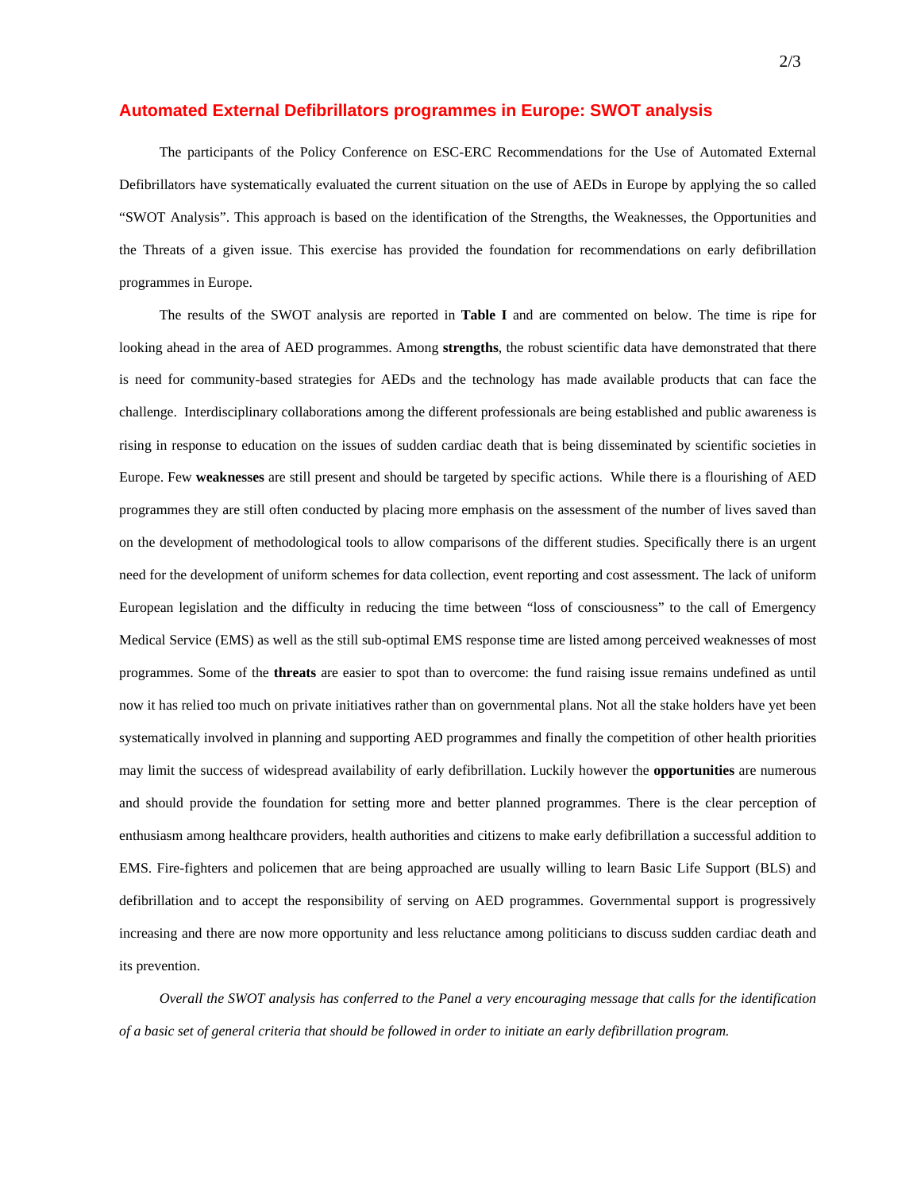## Automated External Defibrillators programmes in Europe: SWOT analysis

The participants of the Policy Conference on ESC-ERC Recommendations for the Use of Automated External Defibrillators have systematically evaluated the current situation on the use of AEDs in Europe by applying the so called "SWOT Analysis". This approach is based on the identification of the Strengths, the Weaknesses, the Opportunities and the Threats of a given issue. This exercise has provided the foundation for recommendations on early defibrillation programmes in Europe.

The results of the SWOT analysis are reported in **Table I** and are commented on below. The time is ripe for looking ahead in the area of AED programmes. Among **strengths**, the robust scientific data have demonstrated that there is need for community-based strategies for AEDs and the technology has made available products that can face the challenge. Interdisciplinary collaborations among the different professionals are being established and public awareness is rising in response to education on the issues of sudden cardiac death that is being disseminated by scientific societies in Europe. Few **weaknesses** are still present and should be targeted by specific actions. While there is a flourishing of AED programmes they are still often conducted by placing more emphasis on the assessment of the number of lives saved than on the development of methodological tools to allow comparisons of the different studies. Specifically there is an urgent need for the development of uniform schemes for data collection, event reporting and cost assessment. The lack of uniform European legislation and the difficulty in reducing the time between "loss of consciousness" to the call of Emergency Medical Service (EMS) as well as the still sub-optimal EMS response time are listed among perceived weaknesses of most programmes. Some of the **threats** are easier to spot than to overcome: the fund raising issue remains undefined as until now it has relied too much on private initiatives rather than on governmental plans. Not all the stake holders have yet been systematically involved in planning and supporting AED programmes and finally the competition of other health priorities may limit the success of widespread availability of early defibrillation. Luckily however the **opportunities** are numerous and should provide the foundation for setting more and better planned programmes. There is the clear perception of enthusiasm among healthcare providers, health authorities and citizens to make early defibrillation a successful addition to EMS. Fire-fighters and policemen that are being approached are usually willing to learn Basic Life Support (BLS) and defibrillation and to accept the responsibility of serving on AED programmes. Governmental support is progressively increasing and there are now more opportunity and less reluctance among politicians to discuss sudden cardiac death and its prevention.

*Overall the SWOT analysis has conferred to the Panel a very encouraging message that calls for the identification of a basic set of general criteria that should be followed in order to initiate an early defibrillation program.*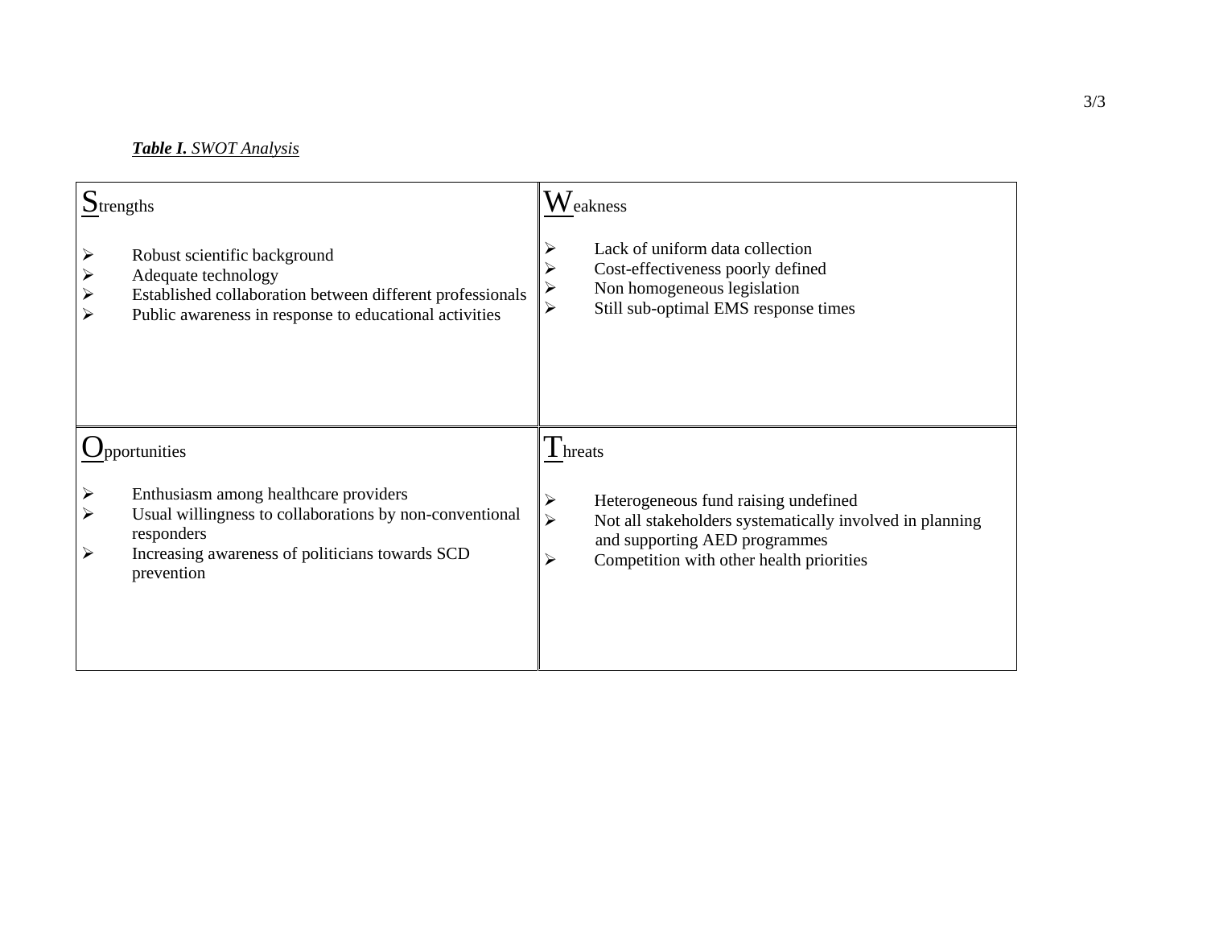***Table I.*** *SWOT Analysis*

| | |
|---|---|
| **S**trengths<br><br>➢ Robust scientific background<br>➢ Adequate technology<br>➢ Established collaboration between different professionals<br>➢ Public awareness in response to educational activities | **W**eakness<br><br>➢ Lack of uniform data collection<br>➢ Cost-effectiveness poorly defined<br>➢ Non homogeneous legislation<br>➢ Still sub-optimal EMS response times |
| **O**pportunities<br><br>➢ Enthusiasm among healthcare providers<br>➢ Usual willingness to collaborations by non-conventional responders<br>➢ Increasing awareness of politicians towards SCD prevention | **T**hreats<br><br>➢ Heterogeneous fund raising undefined<br>➢ Not all stakeholders systematically involved in planning and supporting AED programmes<br>➢ Competition with other health priorities |